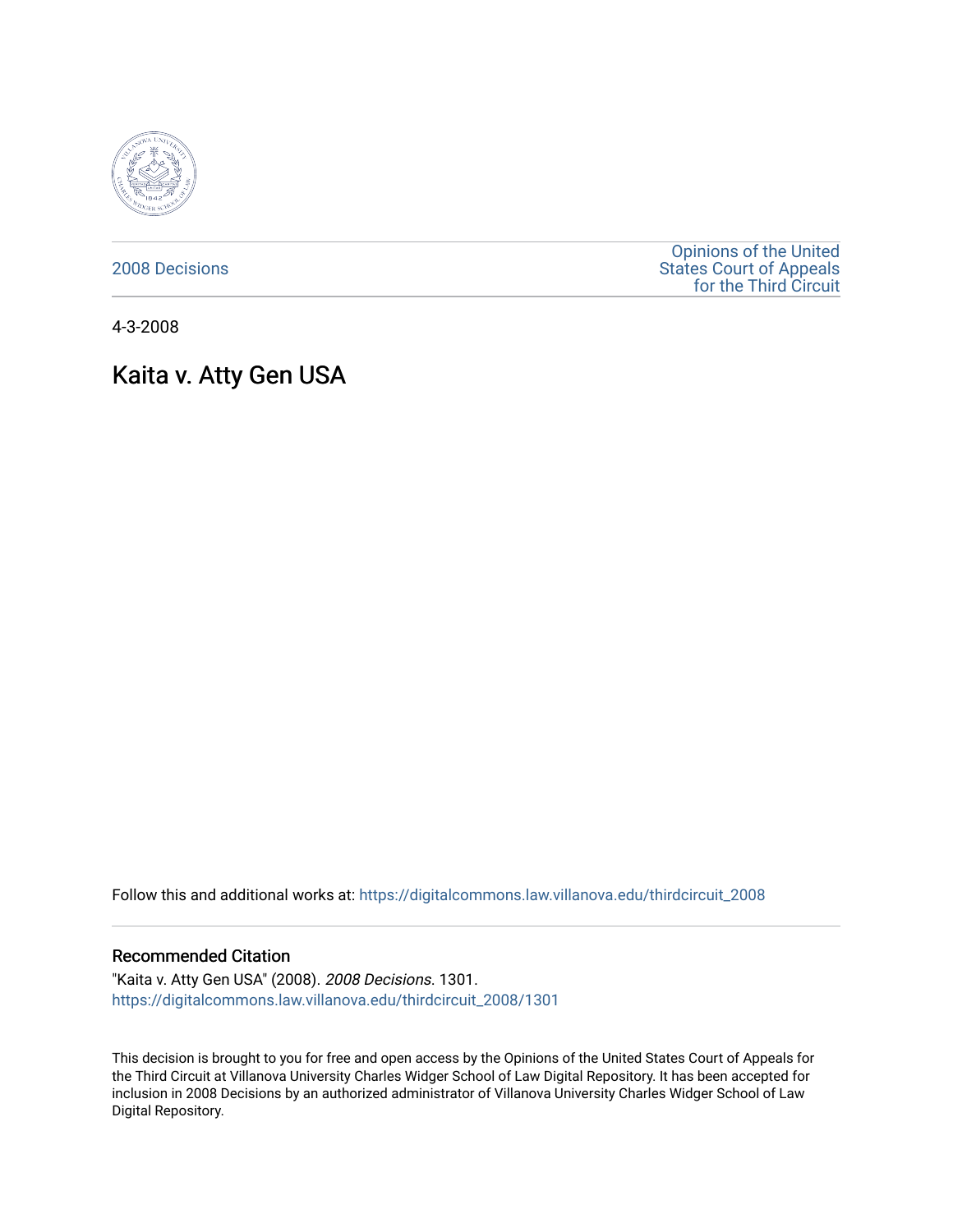2008 Decisions

Opinions of the United States Court of Appeals for the Third Circuit

4-3-2008

# Kaita v. Atty Gen USA

Follow this and additional works at: https://digitalcommons.law.villanova.edu/thirdcircuit_2008

## Recommended Citation

"Kaita v. Atty Gen USA" (2008). *2008 Decisions*. 1301.
https://digitalcommons.law.villanova.edu/thirdcircuit_2008/1301

This decision is brought to you for free and open access by the Opinions of the United States Court of Appeals for the Third Circuit at Villanova University Charles Widger School of Law Digital Repository. It has been accepted for inclusion in 2008 Decisions by an authorized administrator of Villanova University Charles Widger School of Law Digital Repository.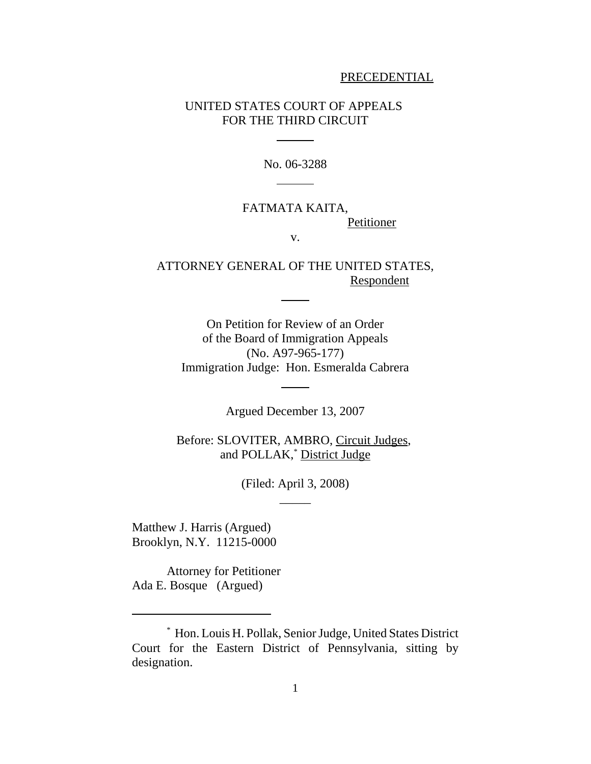PRECEDENTIAL

UNITED STATES COURT OF APPEALS
FOR THE THIRD CIRCUIT

No. 06-3288

FATMATA KAITA,
Petitioner

v.

ATTORNEY GENERAL OF THE UNITED STATES,
Respondent

On Petition for Review of an Order
of the Board of Immigration Appeals
(No. A97-965-177)
Immigration Judge: Hon. Esmeralda Cabrera

Argued December 13, 2007

Before: SLOVITER, AMBRO, Circuit Judges,
and POLLAK,[*] District Judge

(Filed: April 3, 2008)

Matthew J. Harris (Argued)
Brooklyn, N.Y. 11215-0000

Attorney for Petitioner

Ada E. Bosque (Argued)

[*] Hon. Louis H. Pollak, Senior Judge, United States District Court for the Eastern District of Pennsylvania, sitting by designation.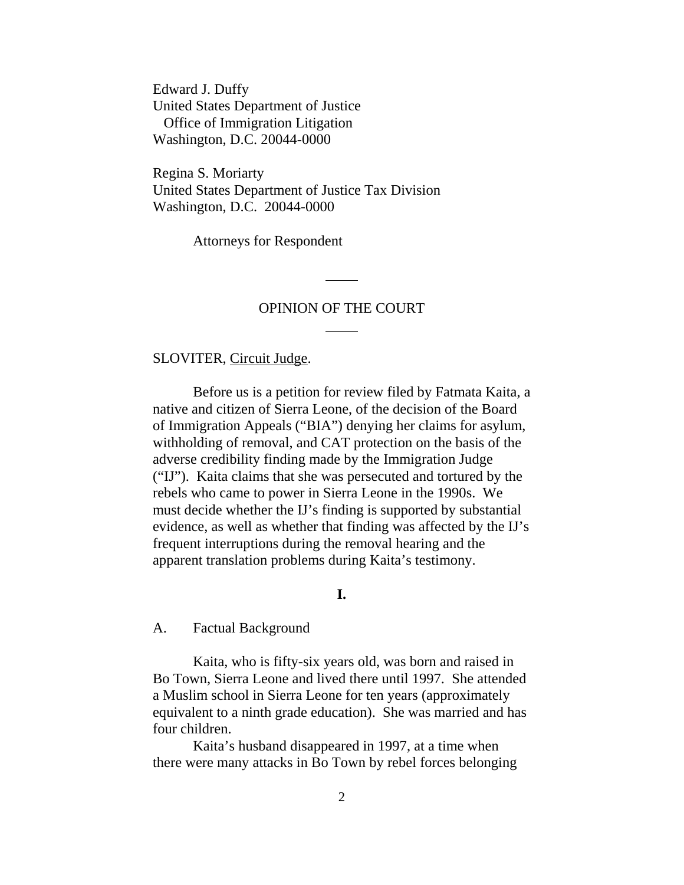Edward J. Duffy
United States Department of Justice
Office of Immigration Litigation
Washington, D.C. 20044-0000

Regina S. Moriarty
United States Department of Justice Tax Division
Washington, D.C. 20044-0000

Attorneys for Respondent

OPINION OF THE COURT

SLOVITER, Circuit Judge.

Before us is a petition for review filed by Fatmata Kaita, a native and citizen of Sierra Leone, of the decision of the Board of Immigration Appeals ("BIA") denying her claims for asylum, withholding of removal, and CAT protection on the basis of the adverse credibility finding made by the Immigration Judge ("IJ"). Kaita claims that she was persecuted and tortured by the rebels who came to power in Sierra Leone in the 1990s. We must decide whether the IJ's finding is supported by substantial evidence, as well as whether that finding was affected by the IJ's frequent interruptions during the removal hearing and the apparent translation problems during Kaita's testimony.

## I.

### A. Factual Background

Kaita, who is fifty-six years old, was born and raised in Bo Town, Sierra Leone and lived there until 1997. She attended a Muslim school in Sierra Leone for ten years (approximately equivalent to a ninth grade education). She was married and has four children.

Kaita's husband disappeared in 1997, at a time when there were many attacks in Bo Town by rebel forces belonging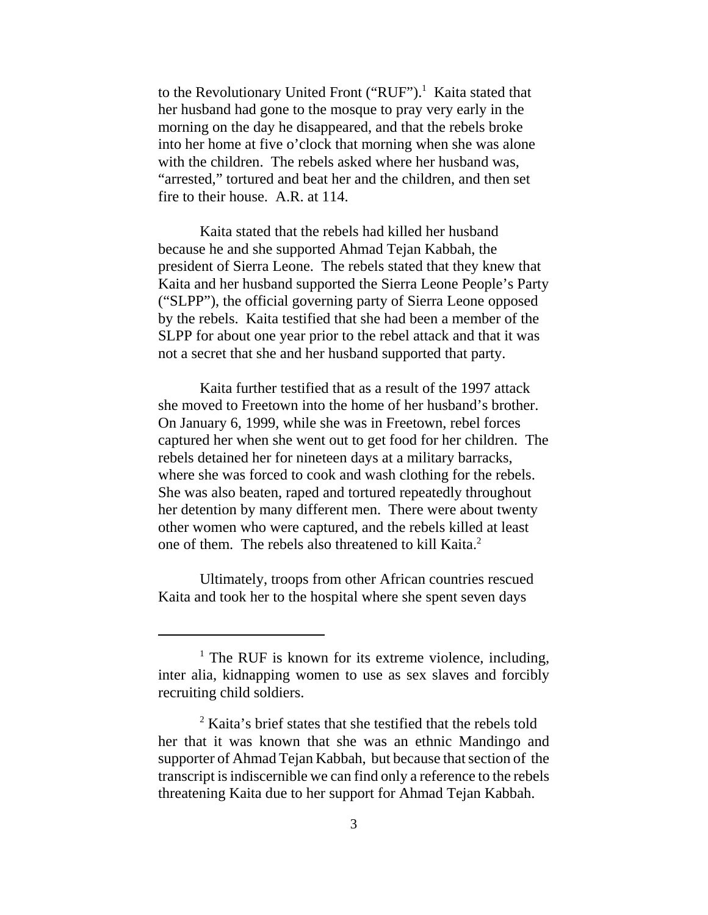to the Revolutionary United Front ("RUF").[1] Kaita stated that her husband had gone to the mosque to pray very early in the morning on the day he disappeared, and that the rebels broke into her home at five o'clock that morning when she was alone with the children. The rebels asked where her husband was, "arrested," tortured and beat her and the children, and then set fire to their house. A.R. at 114.

Kaita stated that the rebels had killed her husband because he and she supported Ahmad Tejan Kabbah, the president of Sierra Leone. The rebels stated that they knew that Kaita and her husband supported the Sierra Leone People's Party ("SLPP"), the official governing party of Sierra Leone opposed by the rebels. Kaita testified that she had been a member of the SLPP for about one year prior to the rebel attack and that it was not a secret that she and her husband supported that party.

Kaita further testified that as a result of the 1997 attack she moved to Freetown into the home of her husband's brother. On January 6, 1999, while she was in Freetown, rebel forces captured her when she went out to get food for her children. The rebels detained her for nineteen days at a military barracks, where she was forced to cook and wash clothing for the rebels. She was also beaten, raped and tortured repeatedly throughout her detention by many different men. There were about twenty other women who were captured, and the rebels killed at least one of them. The rebels also threatened to kill Kaita.[2]

Ultimately, troops from other African countries rescued Kaita and took her to the hospital where she spent seven days

---

[1] The RUF is known for its extreme violence, including, inter alia, kidnapping women to use as sex slaves and forcibly recruiting child soldiers.

[2] Kaita's brief states that she testified that the rebels told her that it was known that she was an ethnic Mandingo and supporter of Ahmad Tejan Kabbah, but because that section of the transcript is indiscernible we can find only a reference to the rebels threatening Kaita due to her support for Ahmad Tejan Kabbah.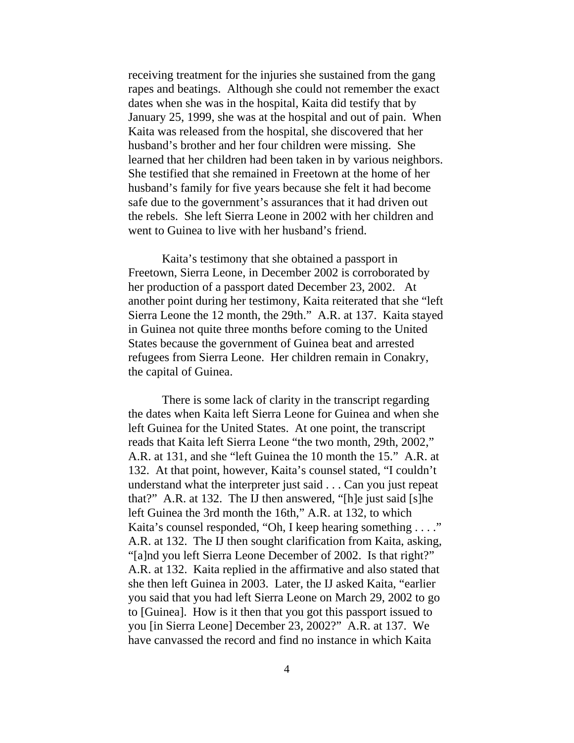receiving treatment for the injuries she sustained from the gang rapes and beatings. Although she could not remember the exact dates when she was in the hospital, Kaita did testify that by January 25, 1999, she was at the hospital and out of pain. When Kaita was released from the hospital, she discovered that her husband's brother and her four children were missing. She learned that her children had been taken in by various neighbors. She testified that she remained in Freetown at the home of her husband's family for five years because she felt it had become safe due to the government's assurances that it had driven out the rebels. She left Sierra Leone in 2002 with her children and went to Guinea to live with her husband's friend.

Kaita's testimony that she obtained a passport in Freetown, Sierra Leone, in December 2002 is corroborated by her production of a passport dated December 23, 2002. At another point during her testimony, Kaita reiterated that she "left Sierra Leone the 12 month, the 29th." A.R. at 137. Kaita stayed in Guinea not quite three months before coming to the United States because the government of Guinea beat and arrested refugees from Sierra Leone. Her children remain in Conakry, the capital of Guinea.

There is some lack of clarity in the transcript regarding the dates when Kaita left Sierra Leone for Guinea and when she left Guinea for the United States. At one point, the transcript reads that Kaita left Sierra Leone "the two month, 29th, 2002," A.R. at 131, and she "left Guinea the 10 month the 15." A.R. at 132. At that point, however, Kaita's counsel stated, "I couldn't understand what the interpreter just said . . . Can you just repeat that?" A.R. at 132. The IJ then answered, "[h]e just said [s]he left Guinea the 3rd month the 16th," A.R. at 132, to which Kaita's counsel responded, "Oh, I keep hearing something . . . ." A.R. at 132. The IJ then sought clarification from Kaita, asking, "[a]nd you left Sierra Leone December of 2002. Is that right?" A.R. at 132. Kaita replied in the affirmative and also stated that she then left Guinea in 2003. Later, the IJ asked Kaita, "earlier you said that you had left Sierra Leone on March 29, 2002 to go to [Guinea]. How is it then that you got this passport issued to you [in Sierra Leone] December 23, 2002?" A.R. at 137. We have canvassed the record and find no instance in which Kaita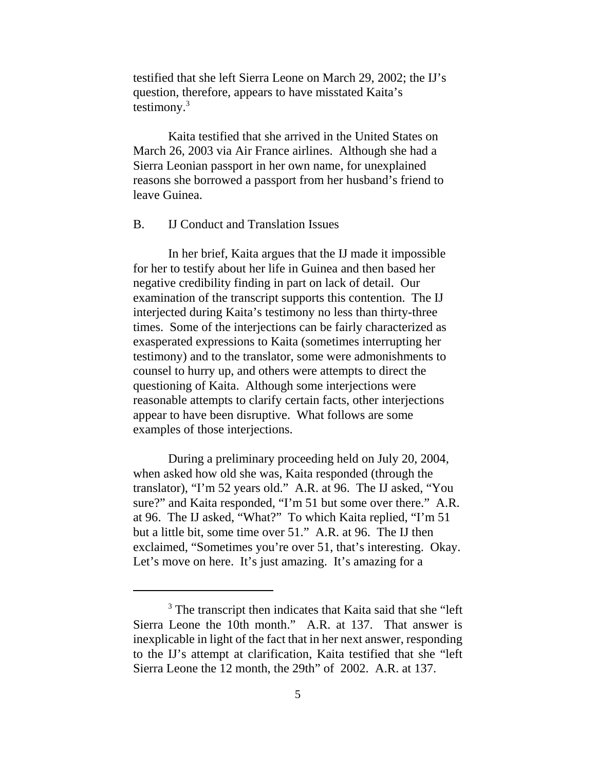testified that she left Sierra Leone on March 29, 2002; the IJ's question, therefore, appears to have misstated Kaita's testimony.[3]

Kaita testified that she arrived in the United States on March 26, 2003 via Air France airlines. Although she had a Sierra Leonian passport in her own name, for unexplained reasons she borrowed a passport from her husband's friend to leave Guinea.

## B. IJ Conduct and Translation Issues

In her brief, Kaita argues that the IJ made it impossible for her to testify about her life in Guinea and then based her negative credibility finding in part on lack of detail. Our examination of the transcript supports this contention. The IJ interjected during Kaita's testimony no less than thirty-three times. Some of the interjections can be fairly characterized as exasperated expressions to Kaita (sometimes interrupting her testimony) and to the translator, some were admonishments to counsel to hurry up, and others were attempts to direct the questioning of Kaita. Although some interjections were reasonable attempts to clarify certain facts, other interjections appear to have been disruptive. What follows are some examples of those interjections.

During a preliminary proceeding held on July 20, 2004, when asked how old she was, Kaita responded (through the translator), "I'm 52 years old." A.R. at 96. The IJ asked, "You sure?" and Kaita responded, "I'm 51 but some over there." A.R. at 96. The IJ asked, "What?" To which Kaita replied, "I'm 51 but a little bit, some time over 51." A.R. at 96. The IJ then exclaimed, "Sometimes you're over 51, that's interesting. Okay. Let's move on here. It's just amazing. It's amazing for a

---

[3] The transcript then indicates that Kaita said that she "left Sierra Leone the 10th month." A.R. at 137. That answer is inexplicable in light of the fact that in her next answer, responding to the IJ's attempt at clarification, Kaita testified that she "left Sierra Leone the 12 month, the 29th" of 2002. A.R. at 137.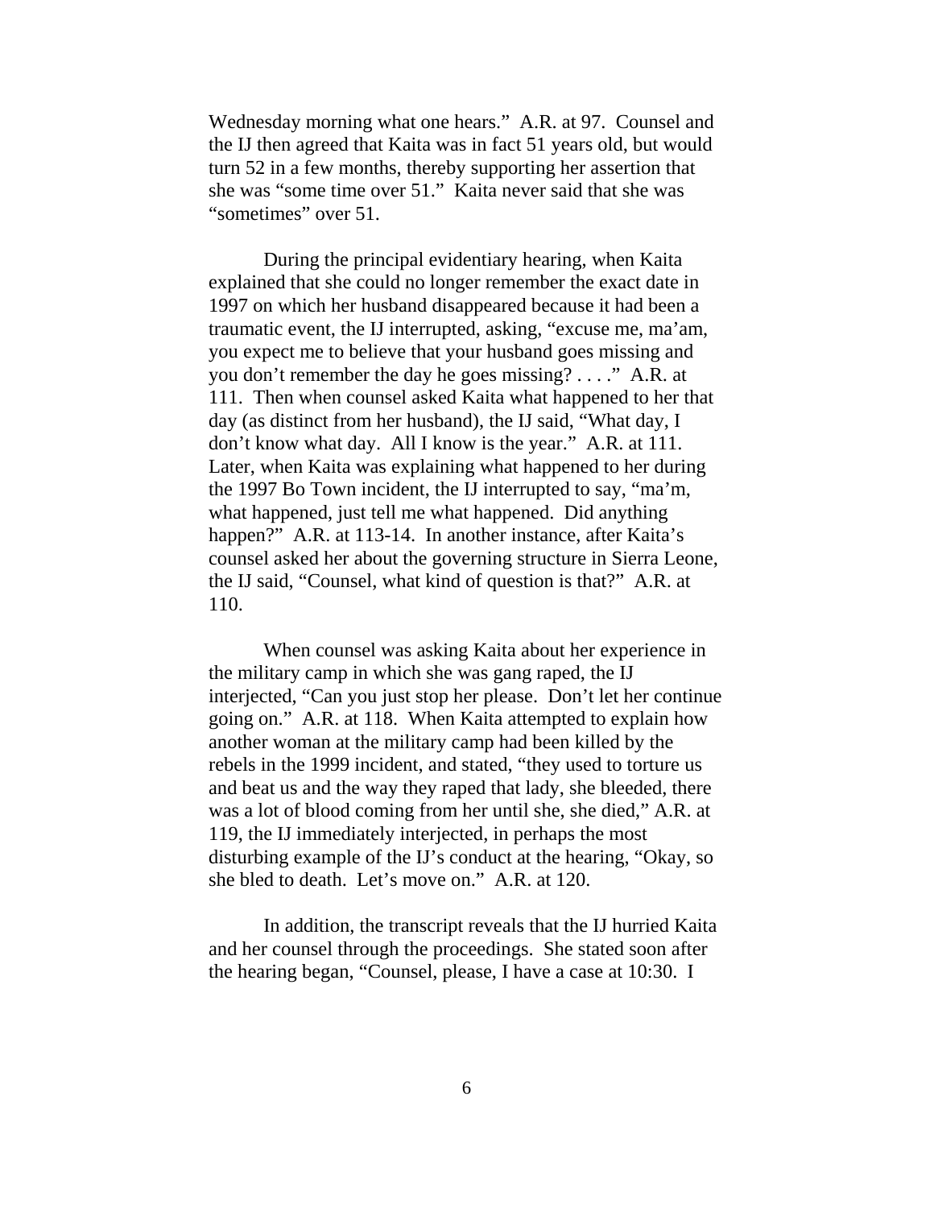Wednesday morning what one hears." A.R. at 97. Counsel and the IJ then agreed that Kaita was in fact 51 years old, but would turn 52 in a few months, thereby supporting her assertion that she was "some time over 51." Kaita never said that she was "sometimes" over 51.

During the principal evidentiary hearing, when Kaita explained that she could no longer remember the exact date in 1997 on which her husband disappeared because it had been a traumatic event, the IJ interrupted, asking, "excuse me, ma'am, you expect me to believe that your husband goes missing and you don't remember the day he goes missing? . . . ." A.R. at 111. Then when counsel asked Kaita what happened to her that day (as distinct from her husband), the IJ said, "What day, I don't know what day. All I know is the year." A.R. at 111. Later, when Kaita was explaining what happened to her during the 1997 Bo Town incident, the IJ interrupted to say, "ma'm, what happened, just tell me what happened. Did anything happen?" A.R. at 113-14. In another instance, after Kaita's counsel asked her about the governing structure in Sierra Leone, the IJ said, "Counsel, what kind of question is that?" A.R. at 110.

When counsel was asking Kaita about her experience in the military camp in which she was gang raped, the IJ interjected, "Can you just stop her please. Don't let her continue going on." A.R. at 118. When Kaita attempted to explain how another woman at the military camp had been killed by the rebels in the 1999 incident, and stated, "they used to torture us and beat us and the way they raped that lady, she bleeded, there was a lot of blood coming from her until she, she died," A.R. at 119, the IJ immediately interjected, in perhaps the most disturbing example of the IJ's conduct at the hearing, "Okay, so she bled to death. Let's move on." A.R. at 120.

In addition, the transcript reveals that the IJ hurried Kaita and her counsel through the proceedings. She stated soon after the hearing began, "Counsel, please, I have a case at 10:30. I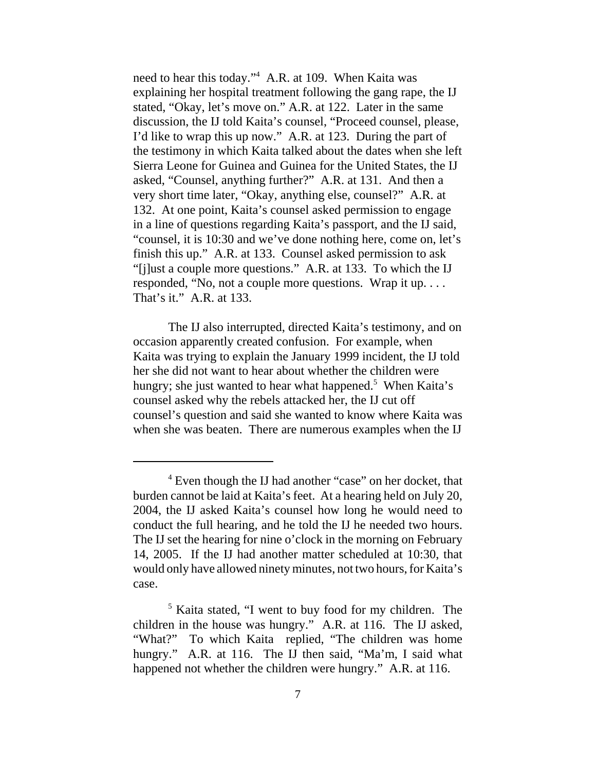need to hear this today."[4] A.R. at 109. When Kaita was explaining her hospital treatment following the gang rape, the IJ stated, "Okay, let's move on." A.R. at 122. Later in the same discussion, the IJ told Kaita's counsel, "Proceed counsel, please, I'd like to wrap this up now." A.R. at 123. During the part of the testimony in which Kaita talked about the dates when she left Sierra Leone for Guinea and Guinea for the United States, the IJ asked, "Counsel, anything further?" A.R. at 131. And then a very short time later, "Okay, anything else, counsel?" A.R. at 132. At one point, Kaita's counsel asked permission to engage in a line of questions regarding Kaita's passport, and the IJ said, "counsel, it is 10:30 and we've done nothing here, come on, let's finish this up." A.R. at 133. Counsel asked permission to ask "[j]ust a couple more questions." A.R. at 133. To which the IJ responded, "No, not a couple more questions. Wrap it up. . . . That's it." A.R. at 133.

The IJ also interrupted, directed Kaita's testimony, and on occasion apparently created confusion. For example, when Kaita was trying to explain the January 1999 incident, the IJ told her she did not want to hear about whether the children were hungry; she just wanted to hear what happened.[5] When Kaita's counsel asked why the rebels attacked her, the IJ cut off counsel's question and said she wanted to know where Kaita was when she was beaten. There are numerous examples when the IJ

---

[4] Even though the IJ had another "case" on her docket, that burden cannot be laid at Kaita's feet. At a hearing held on July 20, 2004, the IJ asked Kaita's counsel how long he would need to conduct the full hearing, and he told the IJ he needed two hours. The IJ set the hearing for nine o'clock in the morning on February 14, 2005. If the IJ had another matter scheduled at 10:30, that would only have allowed ninety minutes, not two hours, for Kaita's case.

[5] Kaita stated, "I went to buy food for my children. The children in the house was hungry." A.R. at 116. The IJ asked, "What?" To which Kaita replied, "The children was home hungry." A.R. at 116. The IJ then said, "Ma'm, I said what happened not whether the children were hungry." A.R. at 116.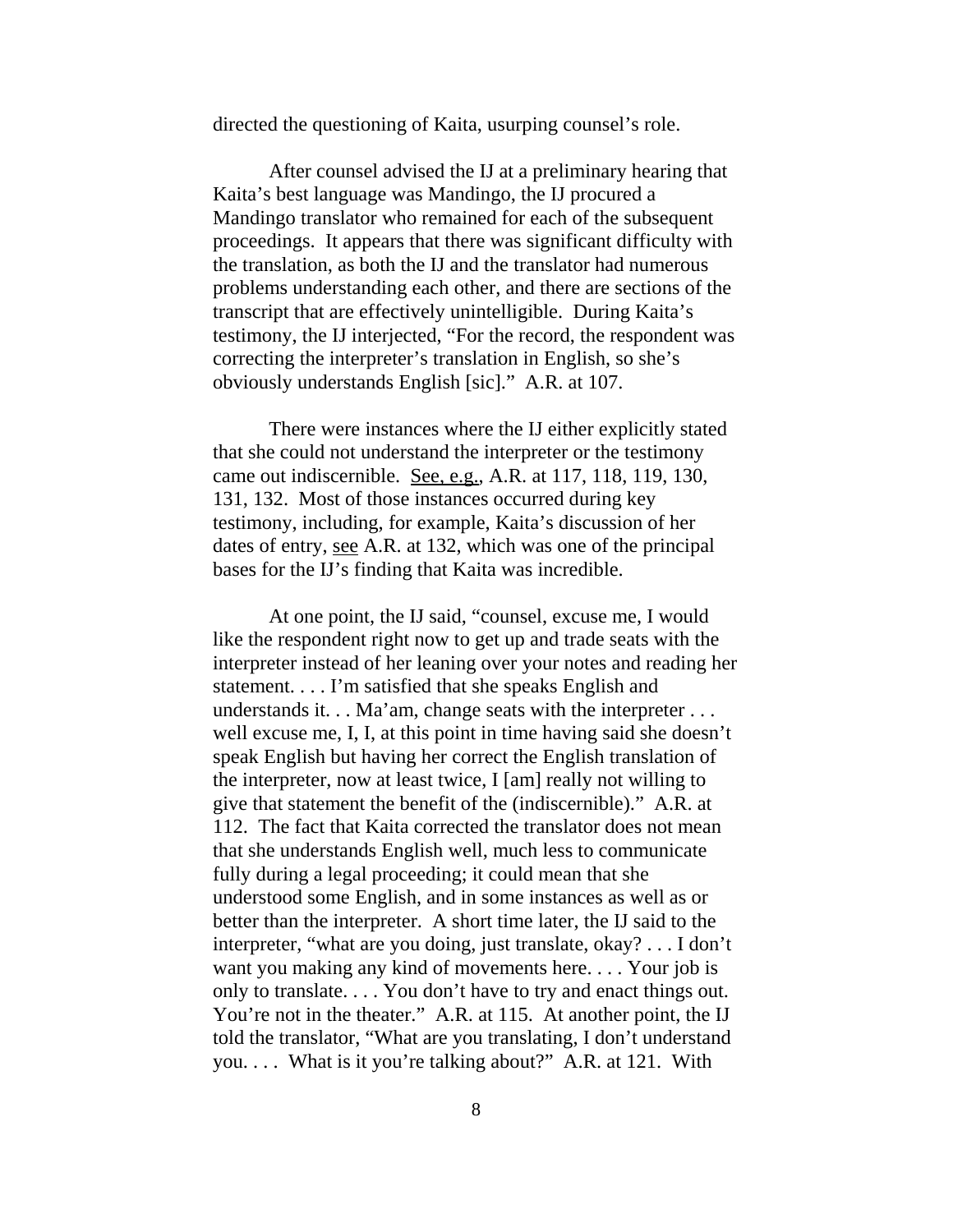directed the questioning of Kaita, usurping counsel's role.

After counsel advised the IJ at a preliminary hearing that Kaita's best language was Mandingo, the IJ procured a Mandingo translator who remained for each of the subsequent proceedings. It appears that there was significant difficulty with the translation, as both the IJ and the translator had numerous problems understanding each other, and there are sections of the transcript that are effectively unintelligible. During Kaita's testimony, the IJ interjected, "For the record, the respondent was correcting the interpreter's translation in English, so she's obviously understands English [sic]." A.R. at 107.

There were instances where the IJ either explicitly stated that she could not understand the interpreter or the testimony came out indiscernible. See, e.g., A.R. at 117, 118, 119, 130, 131, 132. Most of those instances occurred during key testimony, including, for example, Kaita's discussion of her dates of entry, see A.R. at 132, which was one of the principal bases for the IJ's finding that Kaita was incredible.

At one point, the IJ said, "counsel, excuse me, I would like the respondent right now to get up and trade seats with the interpreter instead of her leaning over your notes and reading her statement. . . . I'm satisfied that she speaks English and understands it. . . Ma'am, change seats with the interpreter . . . well excuse me, I, I, at this point in time having said she doesn't speak English but having her correct the English translation of the interpreter, now at least twice, I [am] really not willing to give that statement the benefit of the (indiscernible)." A.R. at 112. The fact that Kaita corrected the translator does not mean that she understands English well, much less to communicate fully during a legal proceeding; it could mean that she understood some English, and in some instances as well as or better than the interpreter. A short time later, the IJ said to the interpreter, "what are you doing, just translate, okay? . . . I don't want you making any kind of movements here. . . . Your job is only to translate. . . . You don't have to try and enact things out. You're not in the theater." A.R. at 115. At another point, the IJ told the translator, "What are you translating, I don't understand you. . . . What is it you're talking about?" A.R. at 121. With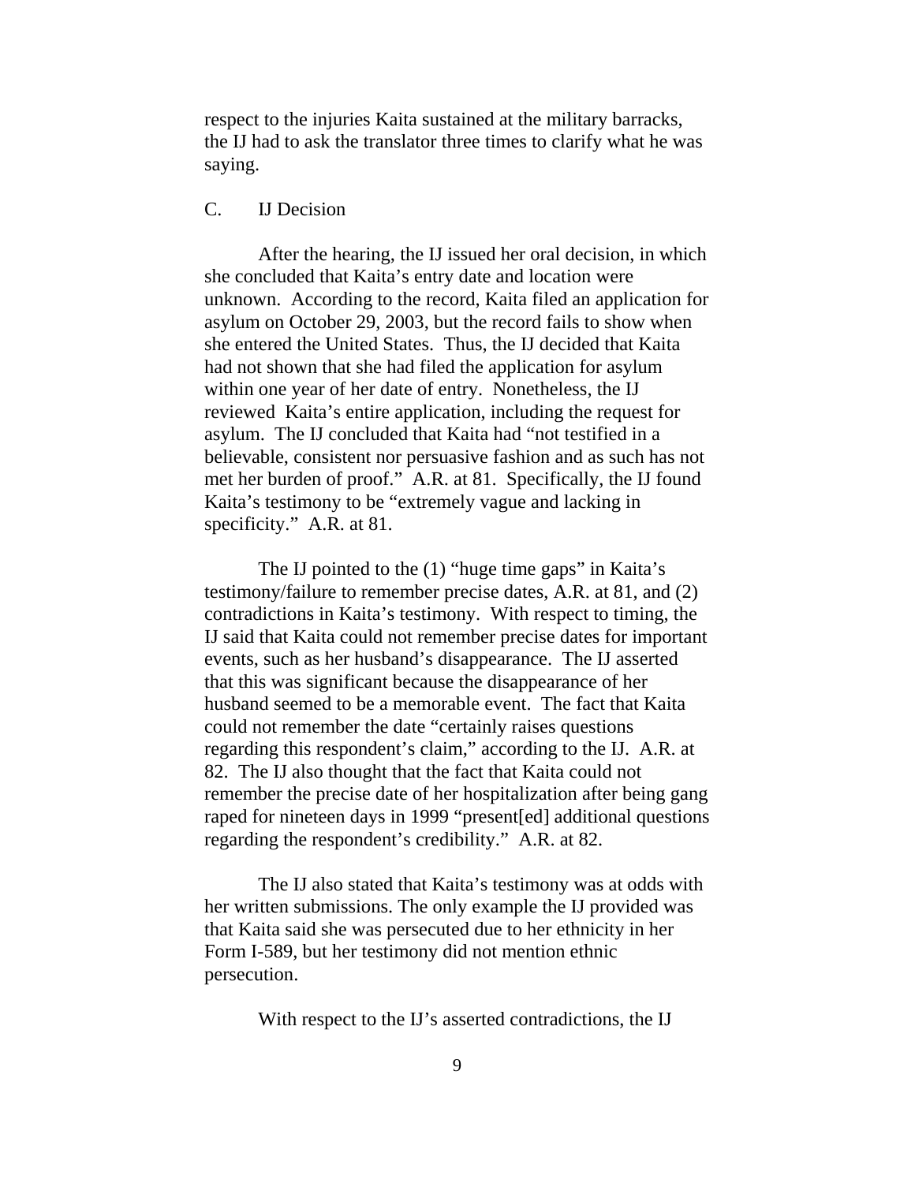respect to the injuries Kaita sustained at the military barracks, the IJ had to ask the translator three times to clarify what he was saying.

### C. IJ Decision

After the hearing, the IJ issued her oral decision, in which she concluded that Kaita's entry date and location were unknown. According to the record, Kaita filed an application for asylum on October 29, 2003, but the record fails to show when she entered the United States. Thus, the IJ decided that Kaita had not shown that she had filed the application for asylum within one year of her date of entry. Nonetheless, the IJ reviewed Kaita's entire application, including the request for asylum. The IJ concluded that Kaita had "not testified in a believable, consistent nor persuasive fashion and as such has not met her burden of proof." A.R. at 81. Specifically, the IJ found Kaita's testimony to be "extremely vague and lacking in specificity." A.R. at 81.

The IJ pointed to the (1) "huge time gaps" in Kaita's testimony/failure to remember precise dates, A.R. at 81, and (2) contradictions in Kaita's testimony. With respect to timing, the IJ said that Kaita could not remember precise dates for important events, such as her husband's disappearance. The IJ asserted that this was significant because the disappearance of her husband seemed to be a memorable event. The fact that Kaita could not remember the date "certainly raises questions regarding this respondent's claim," according to the IJ. A.R. at 82. The IJ also thought that the fact that Kaita could not remember the precise date of her hospitalization after being gang raped for nineteen days in 1999 "present[ed] additional questions regarding the respondent's credibility." A.R. at 82.

The IJ also stated that Kaita's testimony was at odds with her written submissions. The only example the IJ provided was that Kaita said she was persecuted due to her ethnicity in her Form I-589, but her testimony did not mention ethnic persecution.

With respect to the IJ's asserted contradictions, the IJ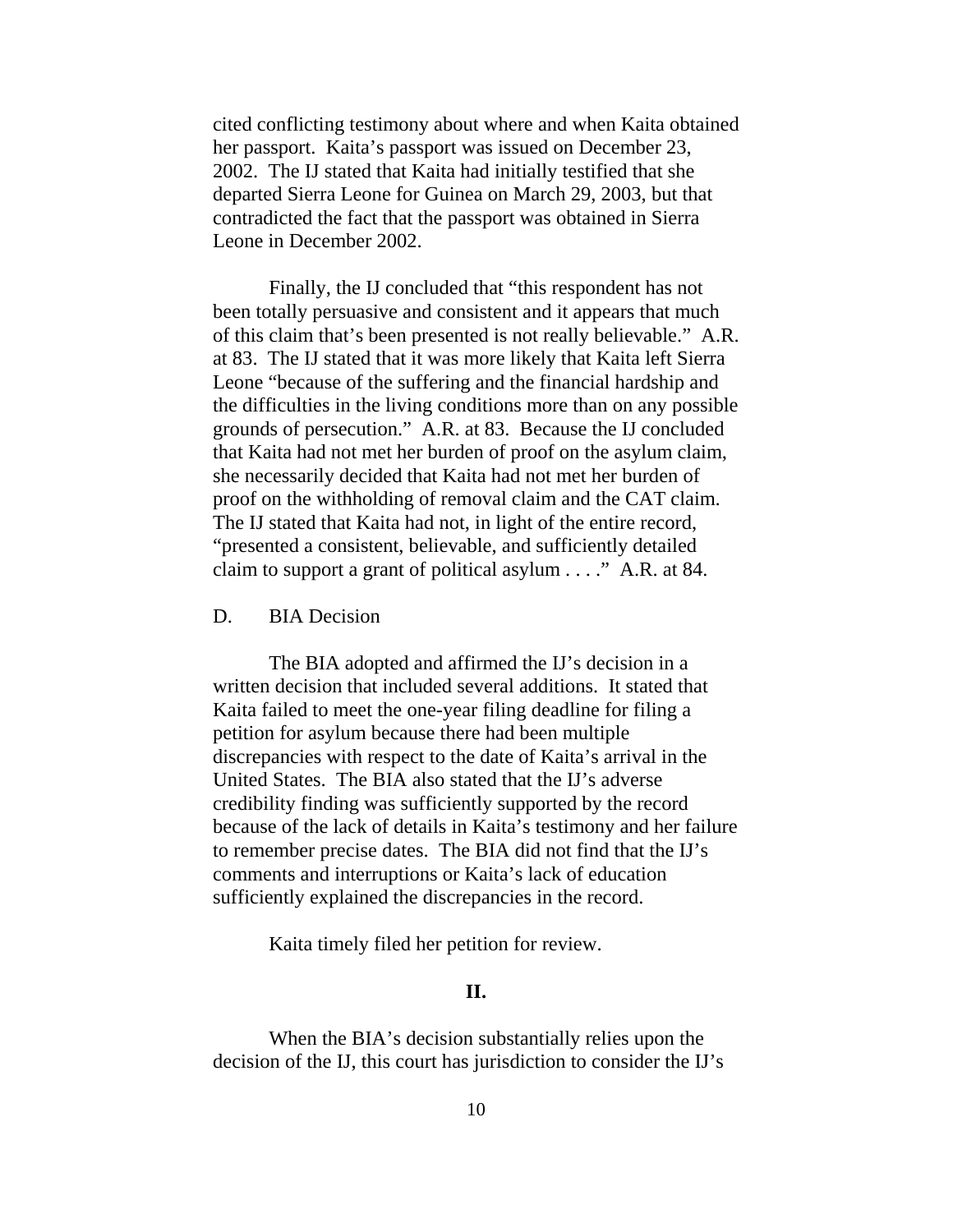cited conflicting testimony about where and when Kaita obtained her passport. Kaita's passport was issued on December 23, 2002. The IJ stated that Kaita had initially testified that she departed Sierra Leone for Guinea on March 29, 2003, but that contradicted the fact that the passport was obtained in Sierra Leone in December 2002.

Finally, the IJ concluded that "this respondent has not been totally persuasive and consistent and it appears that much of this claim that's been presented is not really believable." A.R. at 83. The IJ stated that it was more likely that Kaita left Sierra Leone "because of the suffering and the financial hardship and the difficulties in the living conditions more than on any possible grounds of persecution." A.R. at 83. Because the IJ concluded that Kaita had not met her burden of proof on the asylum claim, she necessarily decided that Kaita had not met her burden of proof on the withholding of removal claim and the CAT claim. The IJ stated that Kaita had not, in light of the entire record, "presented a consistent, believable, and sufficiently detailed claim to support a grant of political asylum . . . ." A.R. at 84.

D. BIA Decision

The BIA adopted and affirmed the IJ's decision in a written decision that included several additions. It stated that Kaita failed to meet the one-year filing deadline for filing a petition for asylum because there had been multiple discrepancies with respect to the date of Kaita's arrival in the United States. The BIA also stated that the IJ's adverse credibility finding was sufficiently supported by the record because of the lack of details in Kaita's testimony and her failure to remember precise dates. The BIA did not find that the IJ's comments and interruptions or Kaita's lack of education sufficiently explained the discrepancies in the record.

Kaita timely filed her petition for review.

**II.**

When the BIA's decision substantially relies upon the decision of the IJ, this court has jurisdiction to consider the IJ's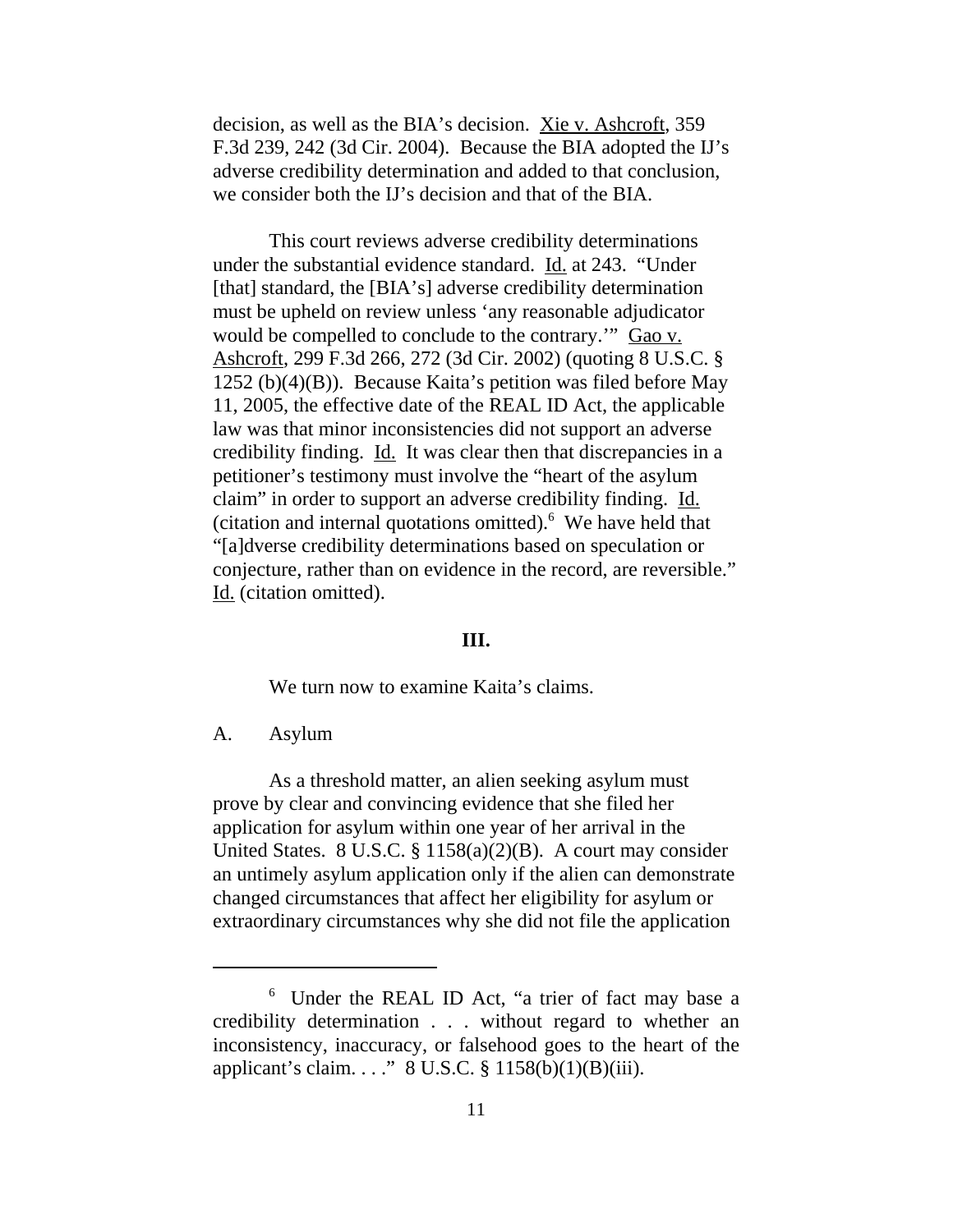decision, as well as the BIA's decision. Xie v. Ashcroft, 359 F.3d 239, 242 (3d Cir. 2004). Because the BIA adopted the IJ's adverse credibility determination and added to that conclusion, we consider both the IJ's decision and that of the BIA.

This court reviews adverse credibility determinations under the substantial evidence standard. Id. at 243. "Under [that] standard, the [BIA's] adverse credibility determination must be upheld on review unless 'any reasonable adjudicator would be compelled to conclude to the contrary.'" Gao v. Ashcroft, 299 F.3d 266, 272 (3d Cir. 2002) (quoting 8 U.S.C. § 1252 (b)(4)(B)). Because Kaita's petition was filed before May 11, 2005, the effective date of the REAL ID Act, the applicable law was that minor inconsistencies did not support an adverse credibility finding. Id. It was clear then that discrepancies in a petitioner's testimony must involve the "heart of the asylum claim" in order to support an adverse credibility finding. Id. (citation and internal quotations omitted).[6] We have held that "[a]dverse credibility determinations based on speculation or conjecture, rather than on evidence in the record, are reversible." Id. (citation omitted).

## III.

We turn now to examine Kaita's claims.

### A. Asylum

As a threshold matter, an alien seeking asylum must prove by clear and convincing evidence that she filed her application for asylum within one year of her arrival in the United States. 8 U.S.C. § 1158(a)(2)(B). A court may consider an untimely asylum application only if the alien can demonstrate changed circumstances that affect her eligibility for asylum or extraordinary circumstances why she did not file the application

---

[6] Under the REAL ID Act, "a trier of fact may base a credibility determination . . . without regard to whether an inconsistency, inaccuracy, or falsehood goes to the heart of the applicant's claim. . . ." 8 U.S.C. § 1158(b)(1)(B)(iii).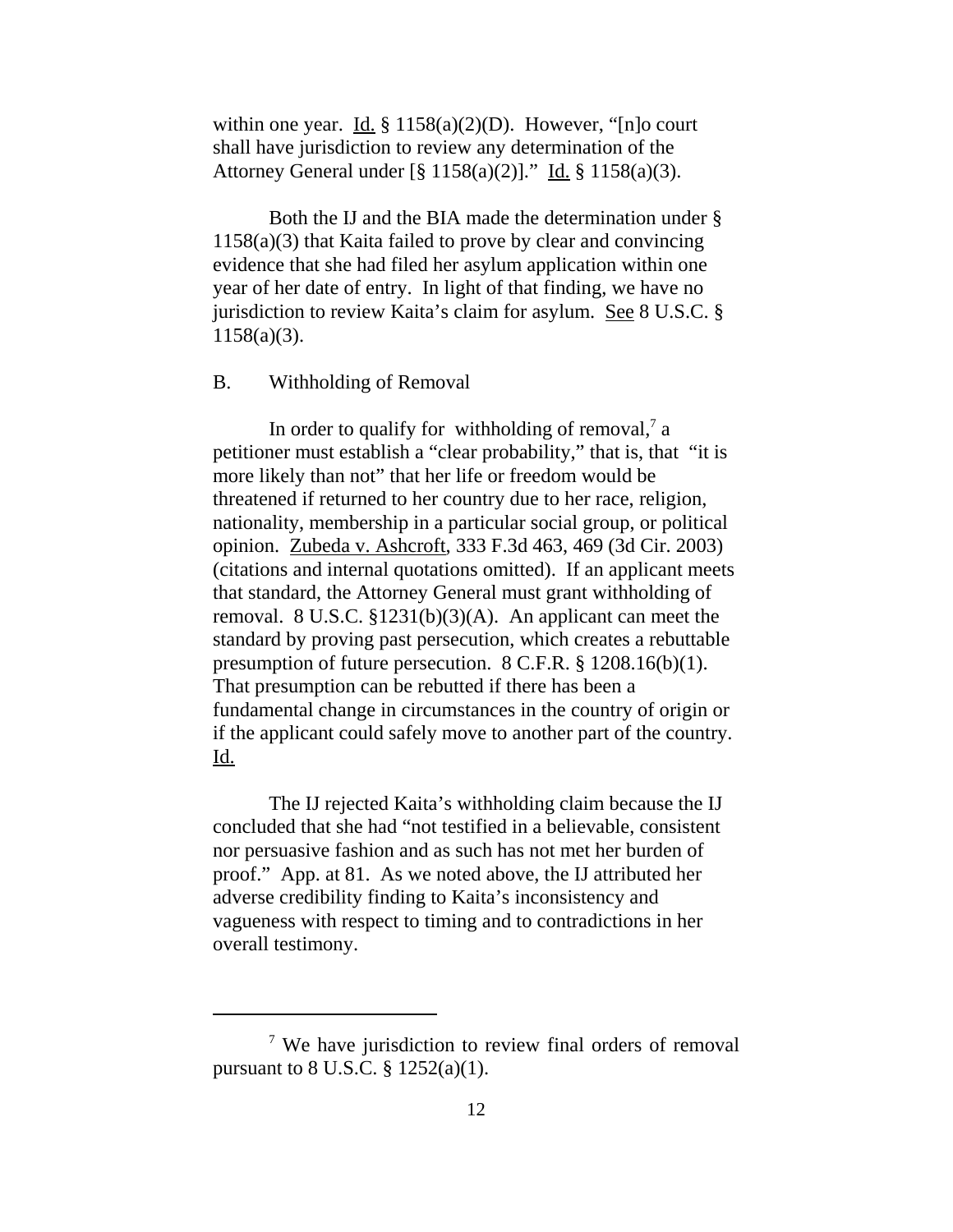within one year. Id. § 1158(a)(2)(D). However, "[n]o court shall have jurisdiction to review any determination of the Attorney General under [§ 1158(a)(2)]." Id. § 1158(a)(3).

Both the IJ and the BIA made the determination under § 1158(a)(3) that Kaita failed to prove by clear and convincing evidence that she had filed her asylum application within one year of her date of entry. In light of that finding, we have no jurisdiction to review Kaita's claim for asylum. See 8 U.S.C. § 1158(a)(3).

B. Withholding of Removal

In order to qualify for withholding of removal,[7] a petitioner must establish a "clear probability," that is, that "it is more likely than not" that her life or freedom would be threatened if returned to her country due to her race, religion, nationality, membership in a particular social group, or political opinion. Zubeda v. Ashcroft, 333 F.3d 463, 469 (3d Cir. 2003) (citations and internal quotations omitted). If an applicant meets that standard, the Attorney General must grant withholding of removal. 8 U.S.C. §1231(b)(3)(A). An applicant can meet the standard by proving past persecution, which creates a rebuttable presumption of future persecution. 8 C.F.R. § 1208.16(b)(1). That presumption can be rebutted if there has been a fundamental change in circumstances in the country of origin or if the applicant could safely move to another part of the country. Id.

The IJ rejected Kaita's withholding claim because the IJ concluded that she had "not testified in a believable, consistent nor persuasive fashion and as such has not met her burden of proof." App. at 81. As we noted above, the IJ attributed her adverse credibility finding to Kaita's inconsistency and vagueness with respect to timing and to contradictions in her overall testimony.

[7] We have jurisdiction to review final orders of removal pursuant to 8 U.S.C. § 1252(a)(1).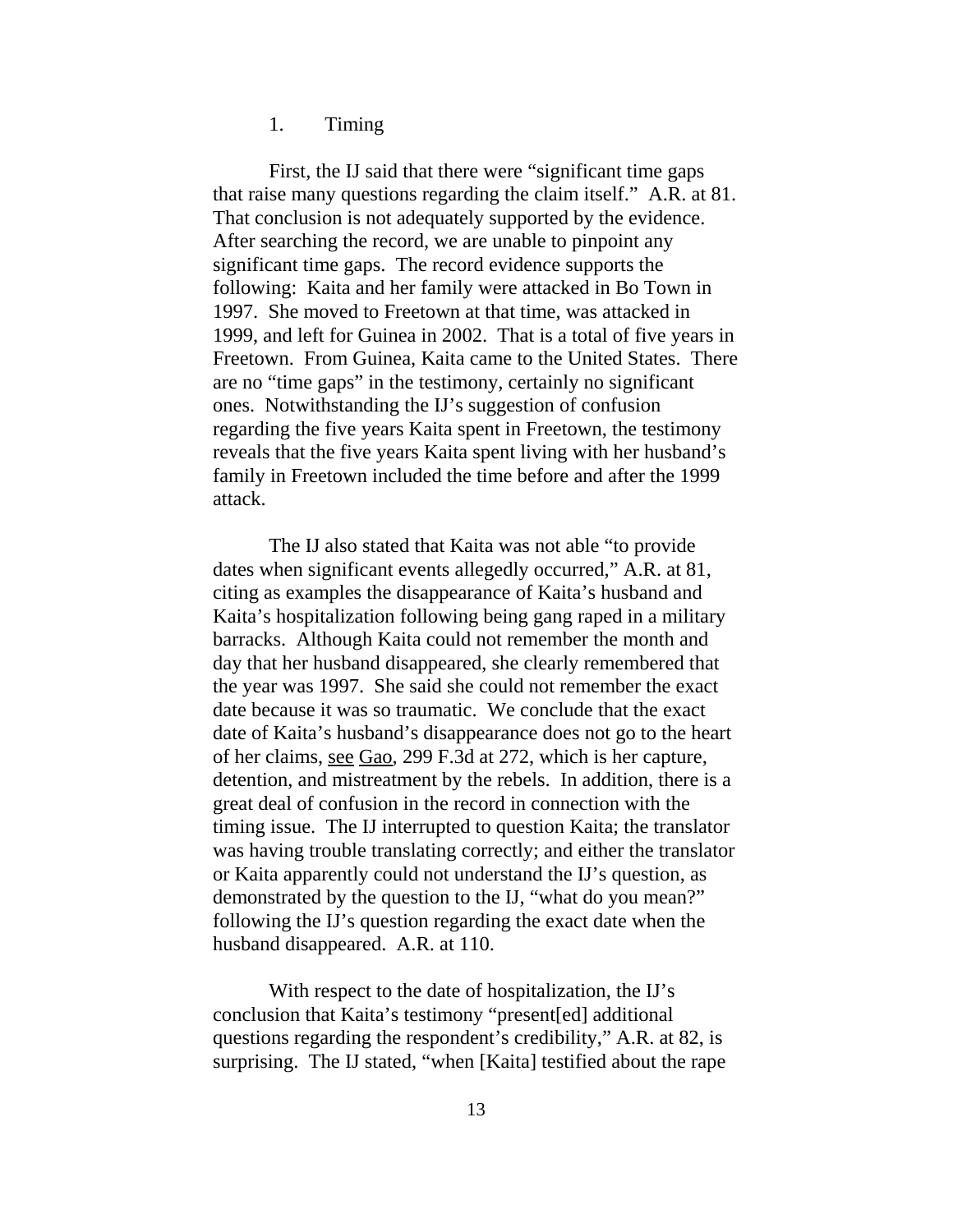1. Timing

First, the IJ said that there were "significant time gaps that raise many questions regarding the claim itself." A.R. at 81. That conclusion is not adequately supported by the evidence. After searching the record, we are unable to pinpoint any significant time gaps. The record evidence supports the following: Kaita and her family were attacked in Bo Town in 1997. She moved to Freetown at that time, was attacked in 1999, and left for Guinea in 2002. That is a total of five years in Freetown. From Guinea, Kaita came to the United States. There are no "time gaps" in the testimony, certainly no significant ones. Notwithstanding the IJ's suggestion of confusion regarding the five years Kaita spent in Freetown, the testimony reveals that the five years Kaita spent living with her husband's family in Freetown included the time before and after the 1999 attack.

The IJ also stated that Kaita was not able "to provide dates when significant events allegedly occurred," A.R. at 81, citing as examples the disappearance of Kaita's husband and Kaita's hospitalization following being gang raped in a military barracks. Although Kaita could not remember the month and day that her husband disappeared, she clearly remembered that the year was 1997. She said she could not remember the exact date because it was so traumatic. We conclude that the exact date of Kaita's husband's disappearance does not go to the heart of her claims, see Gao, 299 F.3d at 272, which is her capture, detention, and mistreatment by the rebels. In addition, there is a great deal of confusion in the record in connection with the timing issue. The IJ interrupted to question Kaita; the translator was having trouble translating correctly; and either the translator or Kaita apparently could not understand the IJ's question, as demonstrated by the question to the IJ, "what do you mean?" following the IJ's question regarding the exact date when the husband disappeared. A.R. at 110.

With respect to the date of hospitalization, the IJ's conclusion that Kaita's testimony "present[ed] additional questions regarding the respondent's credibility," A.R. at 82, is surprising. The IJ stated, "when [Kaita] testified about the rape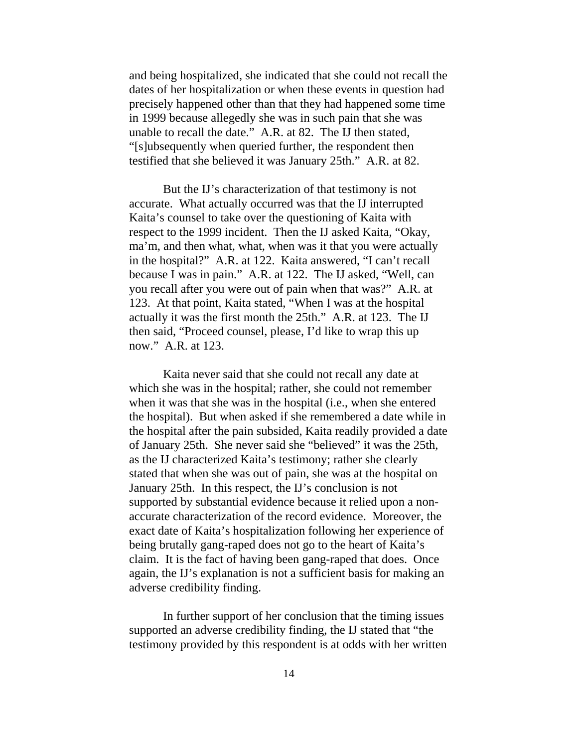and being hospitalized, she indicated that she could not recall the dates of her hospitalization or when these events in question had precisely happened other than that they had happened some time in 1999 because allegedly she was in such pain that she was unable to recall the date." A.R. at 82. The IJ then stated, "[s]ubsequently when queried further, the respondent then testified that she believed it was January 25th." A.R. at 82.

But the IJ's characterization of that testimony is not accurate. What actually occurred was that the IJ interrupted Kaita's counsel to take over the questioning of Kaita with respect to the 1999 incident. Then the IJ asked Kaita, "Okay, ma'm, and then what, what, when was it that you were actually in the hospital?" A.R. at 122. Kaita answered, "I can't recall because I was in pain." A.R. at 122. The IJ asked, "Well, can you recall after you were out of pain when that was?" A.R. at 123. At that point, Kaita stated, "When I was at the hospital actually it was the first month the 25th." A.R. at 123. The IJ then said, "Proceed counsel, please, I'd like to wrap this up now." A.R. at 123.

Kaita never said that she could not recall any date at which she was in the hospital; rather, she could not remember when it was that she was in the hospital (i.e., when she entered the hospital). But when asked if she remembered a date while in the hospital after the pain subsided, Kaita readily provided a date of January 25th. She never said she "believed" it was the 25th, as the IJ characterized Kaita's testimony; rather she clearly stated that when she was out of pain, she was at the hospital on January 25th. In this respect, the IJ's conclusion is not supported by substantial evidence because it relied upon a non-accurate characterization of the record evidence. Moreover, the exact date of Kaita's hospitalization following her experience of being brutally gang-raped does not go to the heart of Kaita's claim. It is the fact of having been gang-raped that does. Once again, the IJ's explanation is not a sufficient basis for making an adverse credibility finding.

In further support of her conclusion that the timing issues supported an adverse credibility finding, the IJ stated that "the testimony provided by this respondent is at odds with her written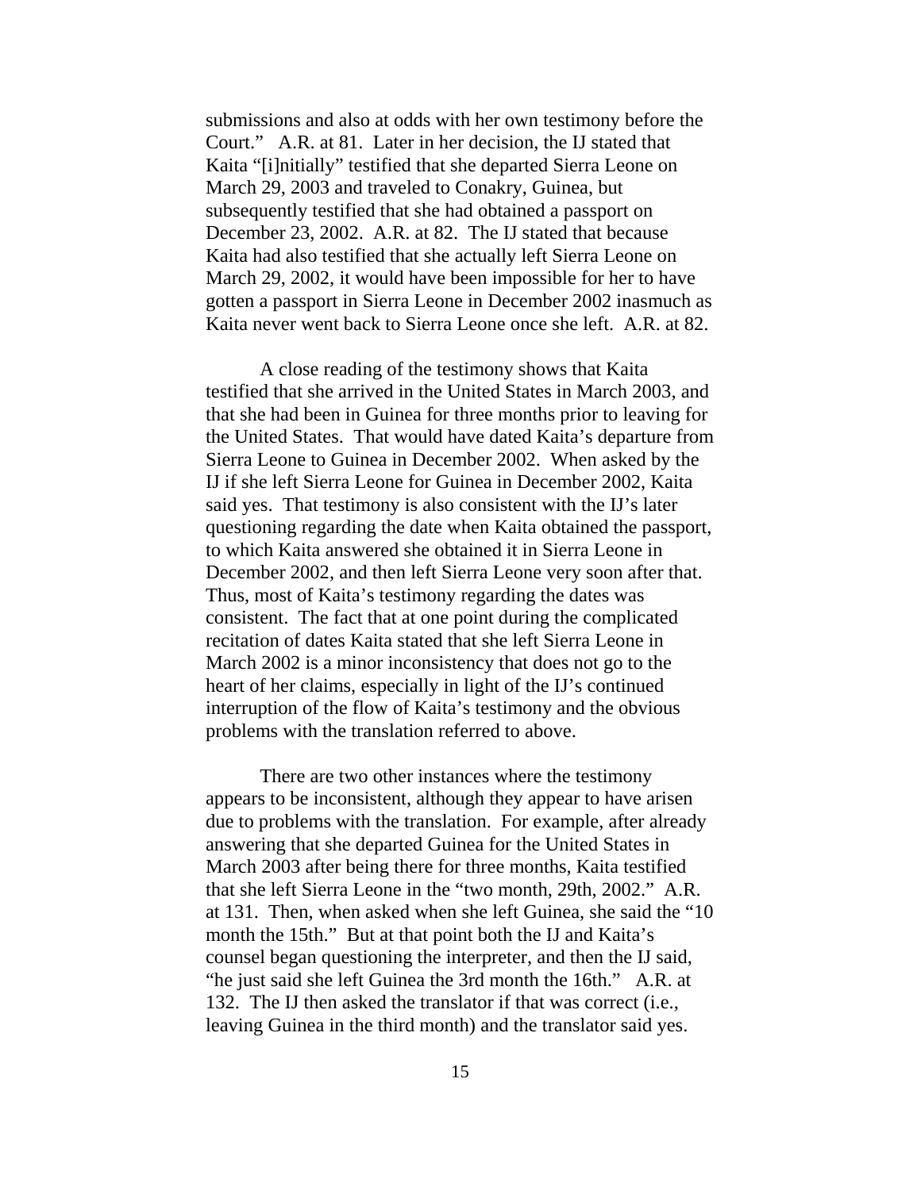submissions and also at odds with her own testimony before the Court." A.R. at 81. Later in her decision, the IJ stated that Kaita "[i]nitially" testified that she departed Sierra Leone on March 29, 2003 and traveled to Conakry, Guinea, but subsequently testified that she had obtained a passport on December 23, 2002. A.R. at 82. The IJ stated that because Kaita had also testified that she actually left Sierra Leone on March 29, 2002, it would have been impossible for her to have gotten a passport in Sierra Leone in December 2002 inasmuch as Kaita never went back to Sierra Leone once she left. A.R. at 82.

A close reading of the testimony shows that Kaita testified that she arrived in the United States in March 2003, and that she had been in Guinea for three months prior to leaving for the United States. That would have dated Kaita's departure from Sierra Leone to Guinea in December 2002. When asked by the IJ if she left Sierra Leone for Guinea in December 2002, Kaita said yes. That testimony is also consistent with the IJ's later questioning regarding the date when Kaita obtained the passport, to which Kaita answered she obtained it in Sierra Leone in December 2002, and then left Sierra Leone very soon after that. Thus, most of Kaita's testimony regarding the dates was consistent. The fact that at one point during the complicated recitation of dates Kaita stated that she left Sierra Leone in March 2002 is a minor inconsistency that does not go to the heart of her claims, especially in light of the IJ's continued interruption of the flow of Kaita's testimony and the obvious problems with the translation referred to above.

There are two other instances where the testimony appears to be inconsistent, although they appear to have arisen due to problems with the translation. For example, after already answering that she departed Guinea for the United States in March 2003 after being there for three months, Kaita testified that she left Sierra Leone in the "two month, 29th, 2002." A.R. at 131. Then, when asked when she left Guinea, she said the "10 month the 15th." But at that point both the IJ and Kaita's counsel began questioning the interpreter, and then the IJ said, "he just said she left Guinea the 3rd month the 16th." A.R. at 132. The IJ then asked the translator if that was correct (i.e., leaving Guinea in the third month) and the translator said yes.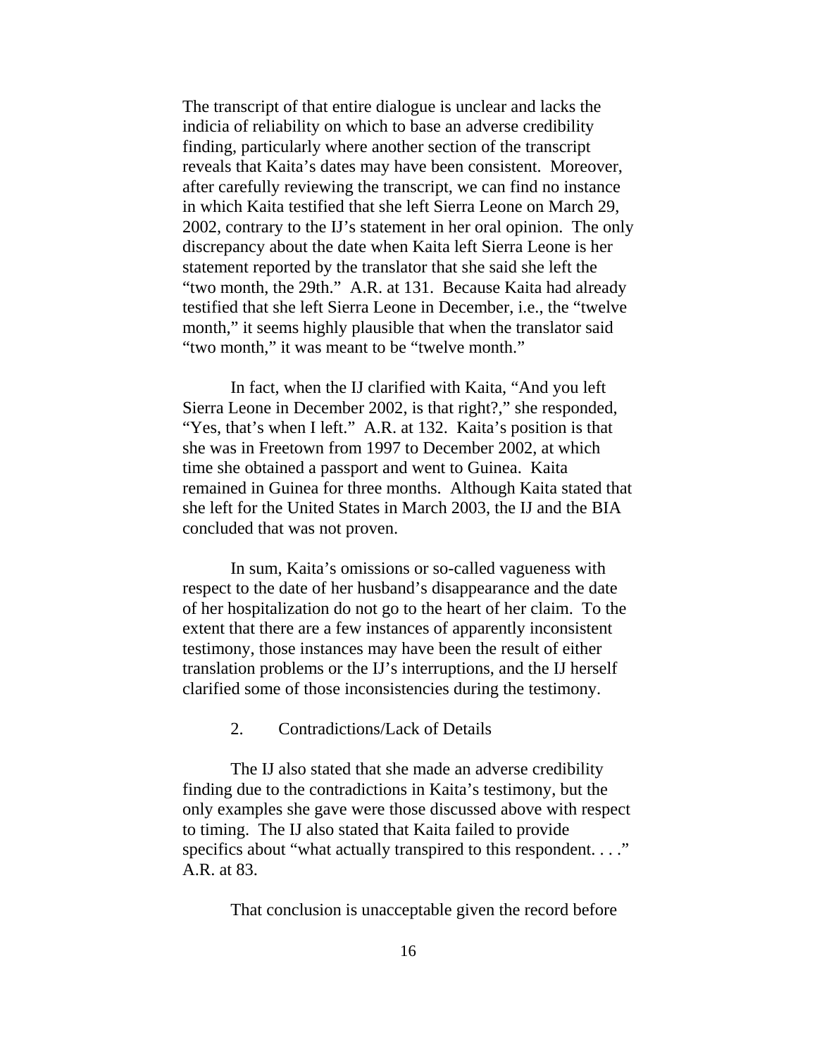The transcript of that entire dialogue is unclear and lacks the indicia of reliability on which to base an adverse credibility finding, particularly where another section of the transcript reveals that Kaita's dates may have been consistent. Moreover, after carefully reviewing the transcript, we can find no instance in which Kaita testified that she left Sierra Leone on March 29, 2002, contrary to the IJ's statement in her oral opinion. The only discrepancy about the date when Kaita left Sierra Leone is her statement reported by the translator that she said she left the "two month, the 29th." A.R. at 131. Because Kaita had already testified that she left Sierra Leone in December, i.e., the "twelve month," it seems highly plausible that when the translator said "two month," it was meant to be "twelve month."

In fact, when the IJ clarified with Kaita, "And you left Sierra Leone in December 2002, is that right?," she responded, "Yes, that's when I left." A.R. at 132. Kaita's position is that she was in Freetown from 1997 to December 2002, at which time she obtained a passport and went to Guinea. Kaita remained in Guinea for three months. Although Kaita stated that she left for the United States in March 2003, the IJ and the BIA concluded that was not proven.

In sum, Kaita's omissions or so-called vagueness with respect to the date of her husband's disappearance and the date of her hospitalization do not go to the heart of her claim. To the extent that there are a few instances of apparently inconsistent testimony, those instances may have been the result of either translation problems or the IJ's interruptions, and the IJ herself clarified some of those inconsistencies during the testimony.

2. Contradictions/Lack of Details

The IJ also stated that she made an adverse credibility finding due to the contradictions in Kaita's testimony, but the only examples she gave were those discussed above with respect to timing. The IJ also stated that Kaita failed to provide specifics about "what actually transpired to this respondent. . . ." A.R. at 83.

That conclusion is unacceptable given the record before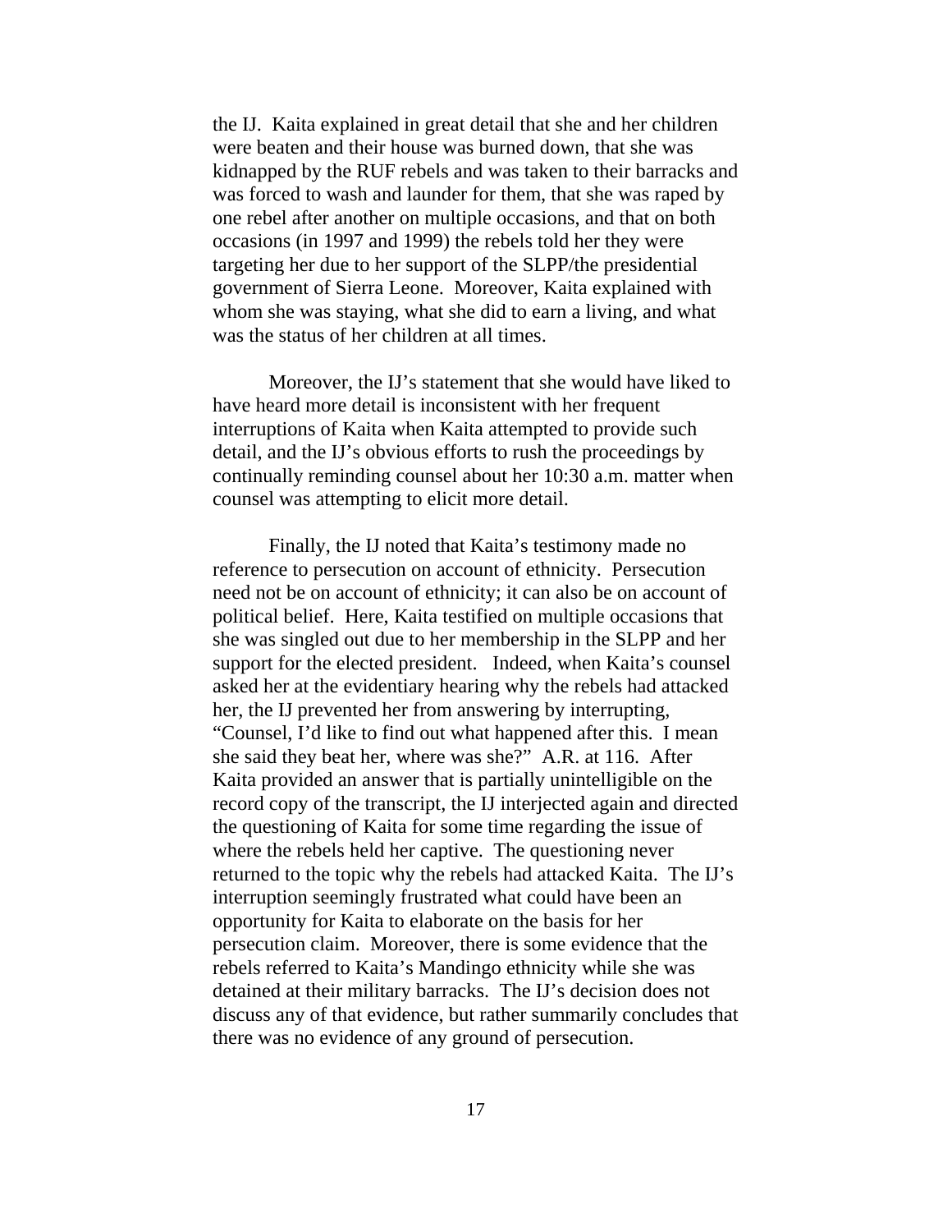the IJ. Kaita explained in great detail that she and her children were beaten and their house was burned down, that she was kidnapped by the RUF rebels and was taken to their barracks and was forced to wash and launder for them, that she was raped by one rebel after another on multiple occasions, and that on both occasions (in 1997 and 1999) the rebels told her they were targeting her due to her support of the SLPP/the presidential government of Sierra Leone. Moreover, Kaita explained with whom she was staying, what she did to earn a living, and what was the status of her children at all times.

Moreover, the IJ's statement that she would have liked to have heard more detail is inconsistent with her frequent interruptions of Kaita when Kaita attempted to provide such detail, and the IJ's obvious efforts to rush the proceedings by continually reminding counsel about her 10:30 a.m. matter when counsel was attempting to elicit more detail.

Finally, the IJ noted that Kaita's testimony made no reference to persecution on account of ethnicity. Persecution need not be on account of ethnicity; it can also be on account of political belief. Here, Kaita testified on multiple occasions that she was singled out due to her membership in the SLPP and her support for the elected president. Indeed, when Kaita's counsel asked her at the evidentiary hearing why the rebels had attacked her, the IJ prevented her from answering by interrupting, "Counsel, I'd like to find out what happened after this. I mean she said they beat her, where was she?" A.R. at 116. After Kaita provided an answer that is partially unintelligible on the record copy of the transcript, the IJ interjected again and directed the questioning of Kaita for some time regarding the issue of where the rebels held her captive. The questioning never returned to the topic why the rebels had attacked Kaita. The IJ's interruption seemingly frustrated what could have been an opportunity for Kaita to elaborate on the basis for her persecution claim. Moreover, there is some evidence that the rebels referred to Kaita's Mandingo ethnicity while she was detained at their military barracks. The IJ's decision does not discuss any of that evidence, but rather summarily concludes that there was no evidence of any ground of persecution.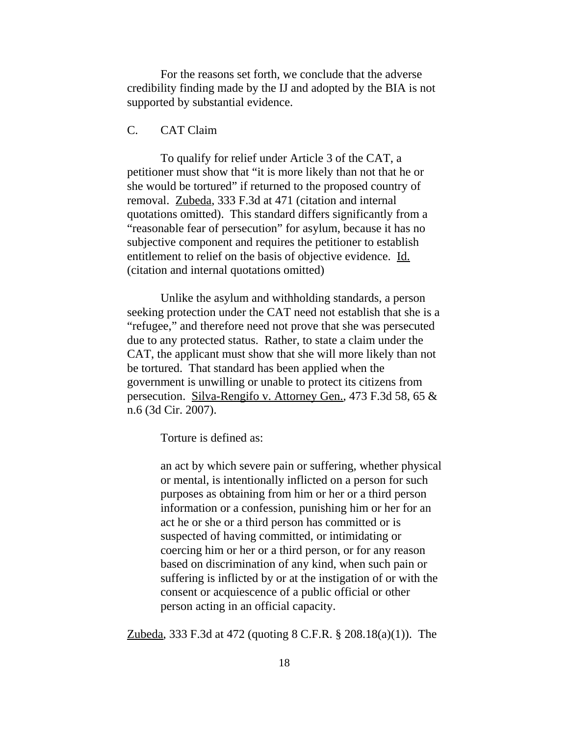For the reasons set forth, we conclude that the adverse credibility finding made by the IJ and adopted by the BIA is not supported by substantial evidence.

### C. CAT Claim

To qualify for relief under Article 3 of the CAT, a petitioner must show that "it is more likely than not that he or she would be tortured" if returned to the proposed country of removal. Zubeda, 333 F.3d at 471 (citation and internal quotations omitted). This standard differs significantly from a "reasonable fear of persecution" for asylum, because it has no subjective component and requires the petitioner to establish entitlement to relief on the basis of objective evidence. Id. (citation and internal quotations omitted)

Unlike the asylum and withholding standards, a person seeking protection under the CAT need not establish that she is a "refugee," and therefore need not prove that she was persecuted due to any protected status. Rather, to state a claim under the CAT, the applicant must show that she will more likely than not be tortured. That standard has been applied when the government is unwilling or unable to protect its citizens from persecution. Silva-Rengifo v. Attorney Gen., 473 F.3d 58, 65 & n.6 (3d Cir. 2007).

Torture is defined as:

> an act by which severe pain or suffering, whether physical or mental, is intentionally inflicted on a person for such purposes as obtaining from him or her or a third person information or a confession, punishing him or her for an act he or she or a third person has committed or is suspected of having committed, or intimidating or coercing him or her or a third person, or for any reason based on discrimination of any kind, when such pain or suffering is inflicted by or at the instigation of or with the consent or acquiescence of a public official or other person acting in an official capacity.

Zubeda, 333 F.3d at 472 (quoting 8 C.F.R. § 208.18(a)(1)). The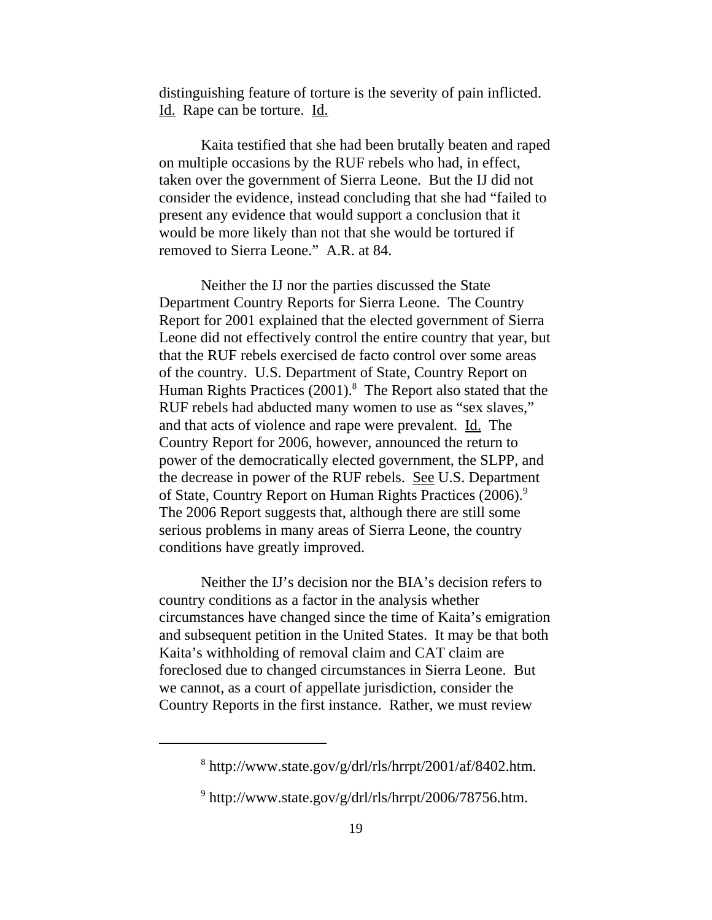distinguishing feature of torture is the severity of pain inflicted. Id. Rape can be torture. Id.

Kaita testified that she had been brutally beaten and raped on multiple occasions by the RUF rebels who had, in effect, taken over the government of Sierra Leone. But the IJ did not consider the evidence, instead concluding that she had "failed to present any evidence that would support a conclusion that it would be more likely than not that she would be tortured if removed to Sierra Leone." A.R. at 84.

Neither the IJ nor the parties discussed the State Department Country Reports for Sierra Leone. The Country Report for 2001 explained that the elected government of Sierra Leone did not effectively control the entire country that year, but that the RUF rebels exercised de facto control over some areas of the country. U.S. Department of State, Country Report on Human Rights Practices (2001).[8] The Report also stated that the RUF rebels had abducted many women to use as "sex slaves," and that acts of violence and rape were prevalent. Id. The Country Report for 2006, however, announced the return to power of the democratically elected government, the SLPP, and the decrease in power of the RUF rebels. See U.S. Department of State, Country Report on Human Rights Practices (2006).[9] The 2006 Report suggests that, although there are still some serious problems in many areas of Sierra Leone, the country conditions have greatly improved.

Neither the IJ's decision nor the BIA's decision refers to country conditions as a factor in the analysis whether circumstances have changed since the time of Kaita's emigration and subsequent petition in the United States. It may be that both Kaita's withholding of removal claim and CAT claim are foreclosed due to changed circumstances in Sierra Leone. But we cannot, as a court of appellate jurisdiction, consider the Country Reports in the first instance. Rather, we must review

---

[8] http://www.state.gov/g/drl/rls/hrrpt/2001/af/8402.htm.

[9] http://www.state.gov/g/drl/rls/hrrpt/2006/78756.htm.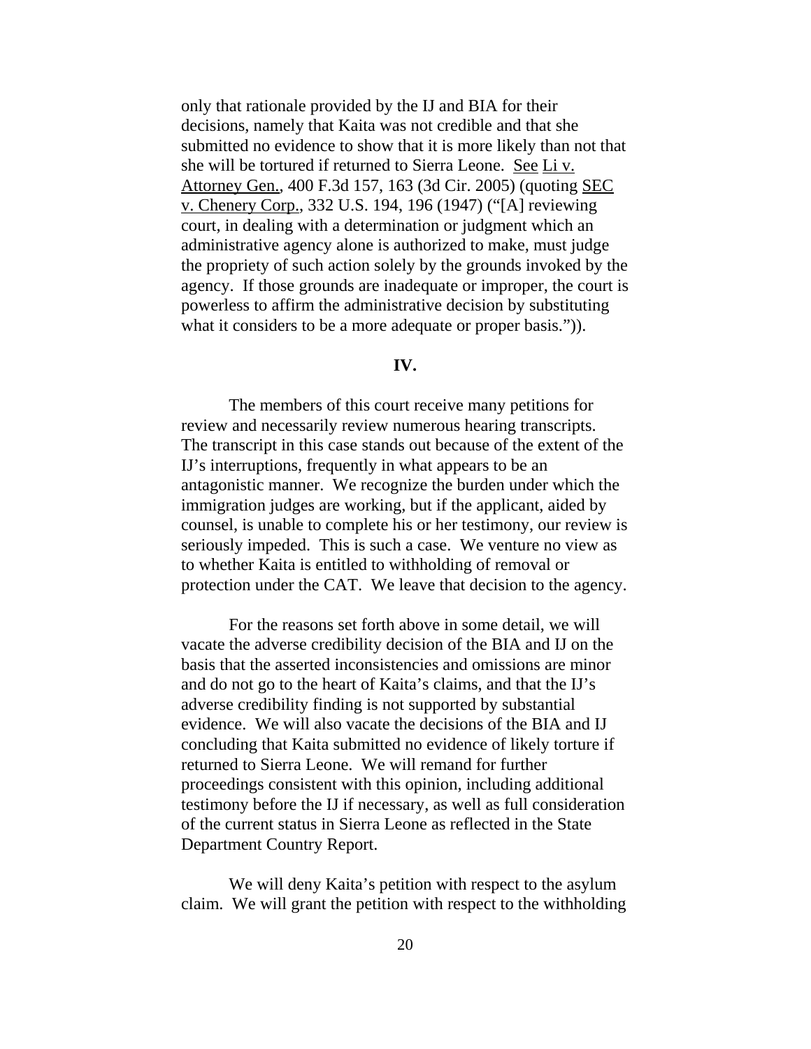only that rationale provided by the IJ and BIA for their decisions, namely that Kaita was not credible and that she submitted no evidence to show that it is more likely than not that she will be tortured if returned to Sierra Leone. See Li v. Attorney Gen., 400 F.3d 157, 163 (3d Cir. 2005) (quoting SEC v. Chenery Corp., 332 U.S. 194, 196 (1947) ("[A] reviewing court, in dealing with a determination or judgment which an administrative agency alone is authorized to make, must judge the propriety of such action solely by the grounds invoked by the agency. If those grounds are inadequate or improper, the court is powerless to affirm the administrative decision by substituting what it considers to be a more adequate or proper basis.")).

**IV.**

The members of this court receive many petitions for review and necessarily review numerous hearing transcripts. The transcript in this case stands out because of the extent of the IJ's interruptions, frequently in what appears to be an antagonistic manner. We recognize the burden under which the immigration judges are working, but if the applicant, aided by counsel, is unable to complete his or her testimony, our review is seriously impeded. This is such a case. We venture no view as to whether Kaita is entitled to withholding of removal or protection under the CAT. We leave that decision to the agency.

For the reasons set forth above in some detail, we will vacate the adverse credibility decision of the BIA and IJ on the basis that the asserted inconsistencies and omissions are minor and do not go to the heart of Kaita's claims, and that the IJ's adverse credibility finding is not supported by substantial evidence. We will also vacate the decisions of the BIA and IJ concluding that Kaita submitted no evidence of likely torture if returned to Sierra Leone. We will remand for further proceedings consistent with this opinion, including additional testimony before the IJ if necessary, as well as full consideration of the current status in Sierra Leone as reflected in the State Department Country Report.

We will deny Kaita's petition with respect to the asylum claim. We will grant the petition with respect to the withholding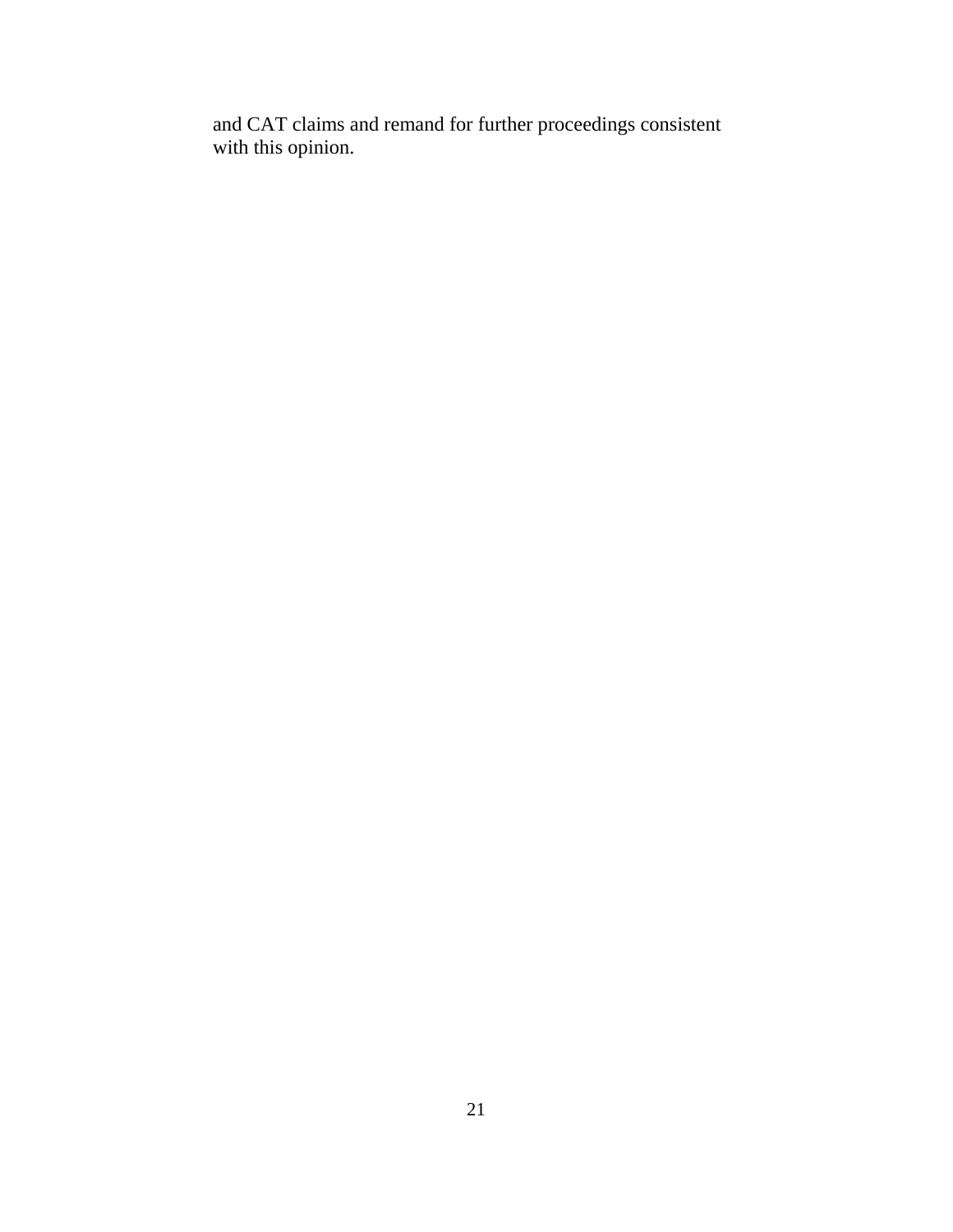and CAT claims and remand for further proceedings consistent with this opinion.